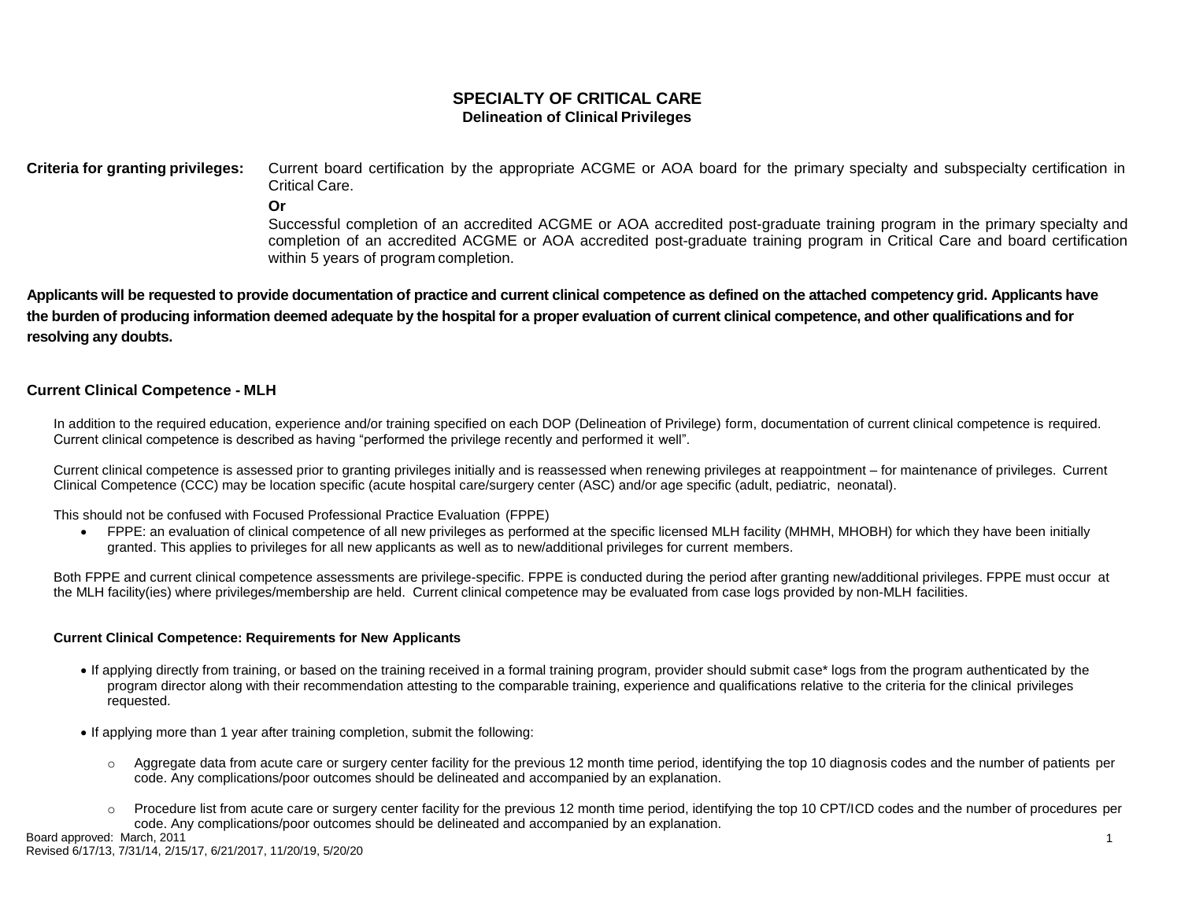# SPECIALTY OF CRITICAL CARE

## Delineation of Clinical Privileges

**Criteria for granting privileges:** Current board certification by the appropriate ACGME or AOA board for the primary specialty and subspecialty certification in Critical Care.

**Or**

Successful completion of an accredited ACGME or AOA accredited post-graduate training program in the primary specialty and completion of an accredited ACGME or AOA accredited post-graduate training program in Critical Care and board certification within 5 years of program completion.

**Applicants will be requested to provide documentation of practice and current clinical competence as defined on the attached competency grid. Applicants have the burden of producing information deemed adequate by the hospital for a proper evaluation of current clinical competence, and other qualifications and for resolving any doubts.**

### Current Clinical Competence - MLH

In addition to the required education, experience and/or training specified on each DOP (Delineation of Privilege) form, documentation of current clinical competence is required. Current clinical competence is described as having "performed the privilege recently and performed it well".

Current clinical competence is assessed prior to granting privileges initially and is reassessed when renewing privileges at reappointment – for maintenance of privileges. Current Clinical Competence (CCC) may be location specific (acute hospital care/surgery center (ASC) and/or age specific (adult, pediatric, neonatal).

This should not be confused with Focused Professional Practice Evaluation (FPPE)

- FPPE: an evaluation of clinical competence of all new privileges as performed at the specific licensed MLH facility (MHMH, MHOBH) for which they have been initially granted. This applies to privileges for all new applicants as well as to new/additional privileges for current members.

Both FPPE and current clinical competence assessments are privilege-specific. FPPE is conducted during the period after granting new/additional privileges. FPPE must occur at the MLH facility(ies) where privileges/membership are held. Current clinical competence may be evaluated from case logs provided by non-MLH facilities.

#### Current Clinical Competence: Requirements for New Applicants

- If applying directly from training, or based on the training received in a formal training program, provider should submit case* logs from the program authenticated by the program director along with their recommendation attesting to the comparable training, experience and qualifications relative to the criteria for the clinical privileges requested.

- If applying more than 1 year after training completion, submit the following:

    - Aggregate data from acute care or surgery center facility for the previous 12 month time period, identifying the top 10 diagnosis codes and the number of patients per code. Any complications/poor outcomes should be delineated and accompanied by an explanation.

    - Procedure list from acute care or surgery center facility for the previous 12 month time period, identifying the top 10 CPT/ICD codes and the number of procedures per code. Any complications/poor outcomes should be delineated and accompanied by an explanation.

Board approved: March, 2011
Revised 6/17/13, 7/31/14, 2/15/17, 6/21/2017, 11/20/19, 5/20/20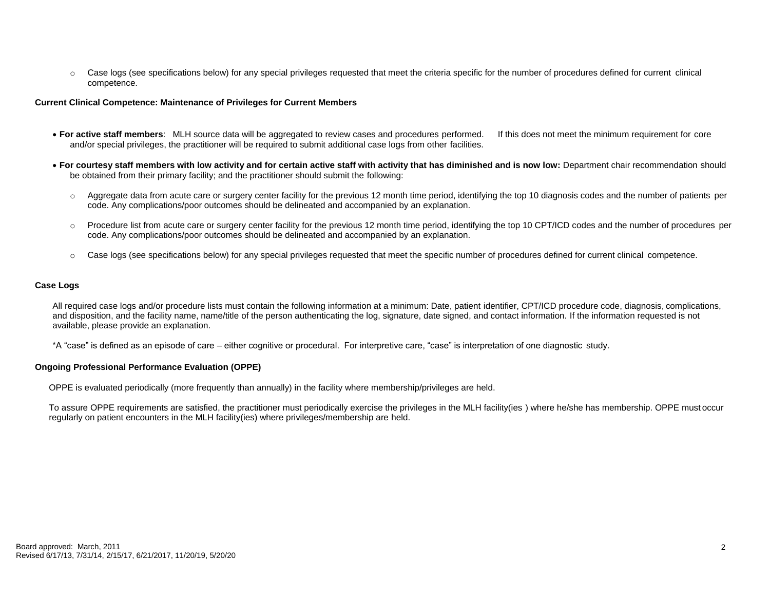- Case logs (see specifications below) for any special privileges requested that meet the criteria specific for the number of procedures defined for current clinical competence.

**Current Clinical Competence: Maintenance of Privileges for Current Members**

- **For active staff members**: MLH source data will be aggregated to review cases and procedures performed. If this does not meet the minimum requirement for core and/or special privileges, the practitioner will be required to submit additional case logs from other facilities.
- **For courtesy staff members with low activity and for certain active staff with activity that has diminished and is now low:** Department chair recommendation should be obtained from their primary facility; and the practitioner should submit the following:
  - Aggregate data from acute care or surgery center facility for the previous 12 month time period, identifying the top 10 diagnosis codes and the number of patients per code. Any complications/poor outcomes should be delineated and accompanied by an explanation.
  - Procedure list from acute care or surgery center facility for the previous 12 month time period, identifying the top 10 CPT/ICD codes and the number of procedures per code. Any complications/poor outcomes should be delineated and accompanied by an explanation.
  - Case logs (see specifications below) for any special privileges requested that meet the specific number of procedures defined for current clinical competence.

**Case Logs**

All required case logs and/or procedure lists must contain the following information at a minimum: Date, patient identifier, CPT/ICD procedure code, diagnosis, complications, and disposition, and the facility name, name/title of the person authenticating the log, signature, date signed, and contact information. If the information requested is not available, please provide an explanation.

*A "case" is defined as an episode of care – either cognitive or procedural. For interpretive care, "case" is interpretation of one diagnostic study.

**Ongoing Professional Performance Evaluation (OPPE)**

OPPE is evaluated periodically (more frequently than annually) in the facility where membership/privileges are held.

To assure OPPE requirements are satisfied, the practitioner must periodically exercise the privileges in the MLH facility(ies ) where he/she has membership. OPPE must occur regularly on patient encounters in the MLH facility(ies) where privileges/membership are held.

Board approved: March, 2011
Revised 6/17/13, 7/31/14, 2/15/17, 6/21/2017, 11/20/19, 5/20/20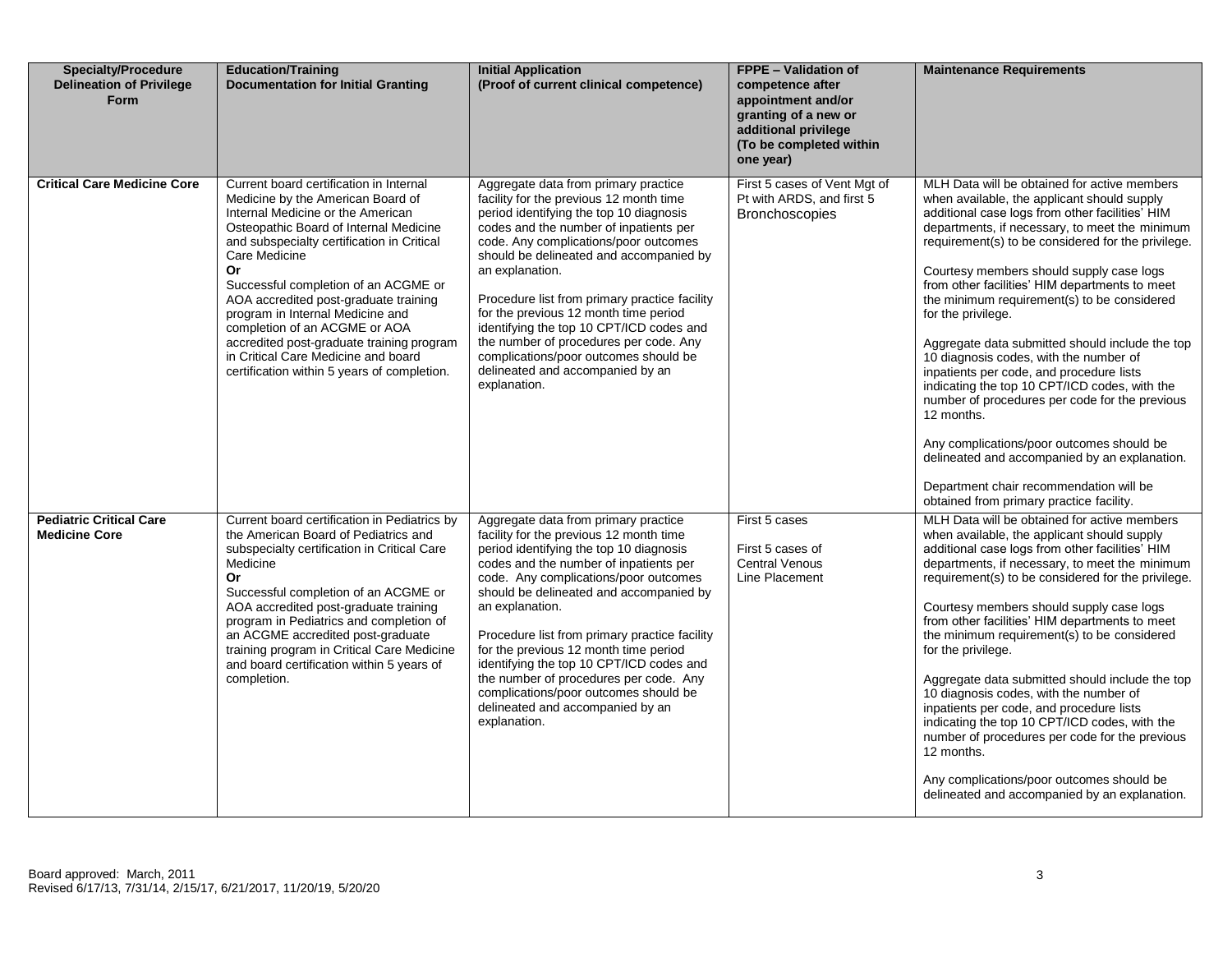| Specialty/Procedure Delineation of Privilege Form | Education/Training Documentation for Initial Granting | Initial Application (Proof of current clinical competence) | FPPE – Validation of competence after appointment and/or granting of a new or additional privilege (To be completed within one year) | Maintenance Requirements |
|---|---|---|---|---|
| **Critical Care Medicine Core** | Current board certification in Internal Medicine by the American Board of Internal Medicine or the American Osteopathic Board of Internal Medicine and subspecialty certification in Critical Care Medicine<br>**Or**<br>Successful completion of an ACGME or AOA accredited post-graduate training program in Internal Medicine and completion of an ACGME or AOA accredited post-graduate training program in Critical Care Medicine and board certification within 5 years of completion. | Aggregate data from primary practice facility for the previous 12 month time period identifying the top 10 diagnosis codes and the number of inpatients per code. Any complications/poor outcomes should be delineated and accompanied by an explanation.<br><br>Procedure list from primary practice facility for the previous 12 month time period identifying the top 10 CPT/ICD codes and the number of procedures per code. Any complications/poor outcomes should be delineated and accompanied by an explanation. | First 5 cases of Vent Mgt of Pt with ARDS, and first 5 Bronchoscopies | MLH Data will be obtained for active members when available, the applicant should supply additional case logs from other facilities' HIM departments, if necessary, to meet the minimum requirement(s) to be considered for the privilege.<br><br>Courtesy members should supply case logs from other facilities' HIM departments to meet the minimum requirement(s) to be considered for the privilege.<br><br>Aggregate data submitted should include the top 10 diagnosis codes, with the number of inpatients per code, and procedure lists indicating the top 10 CPT/ICD codes, with the number of procedures per code for the previous 12 months.<br><br>Any complications/poor outcomes should be delineated and accompanied by an explanation.<br><br>Department chair recommendation will be obtained from primary practice facility. |
| **Pediatric Critical Care Medicine Core** | Current board certification in Pediatrics by the American Board of Pediatrics and subspecialty certification in Critical Care Medicine<br>**Or**<br>Successful completion of an ACGME or AOA accredited post-graduate training program in Pediatrics and completion of an ACGME accredited post-graduate training program in Critical Care Medicine and board certification within 5 years of completion. | Aggregate data from primary practice facility for the previous 12 month time period identifying the top 10 diagnosis codes and the number of inpatients per code. Any complications/poor outcomes should be delineated and accompanied by an explanation.<br><br>Procedure list from primary practice facility for the previous 12 month time period identifying the top 10 CPT/ICD codes and the number of procedures per code. Any complications/poor outcomes should be delineated and accompanied by an explanation. | First 5 cases<br><br>First 5 cases of Central Venous Line Placement | MLH Data will be obtained for active members when available, the applicant should supply additional case logs from other facilities' HIM departments, if necessary, to meet the minimum requirement(s) to be considered for the privilege.<br><br>Courtesy members should supply case logs from other facilities' HIM departments to meet the minimum requirement(s) to be considered for the privilege.<br><br>Aggregate data submitted should include the top 10 diagnosis codes, with the number of inpatients per code, and procedure lists indicating the top 10 CPT/ICD codes, with the number of procedures per code for the previous 12 months.<br><br>Any complications/poor outcomes should be delineated and accompanied by an explanation. |

Board approved: March, 2011
Revised 6/17/13, 7/31/14, 2/15/17, 6/21/2017, 11/20/19, 5/20/20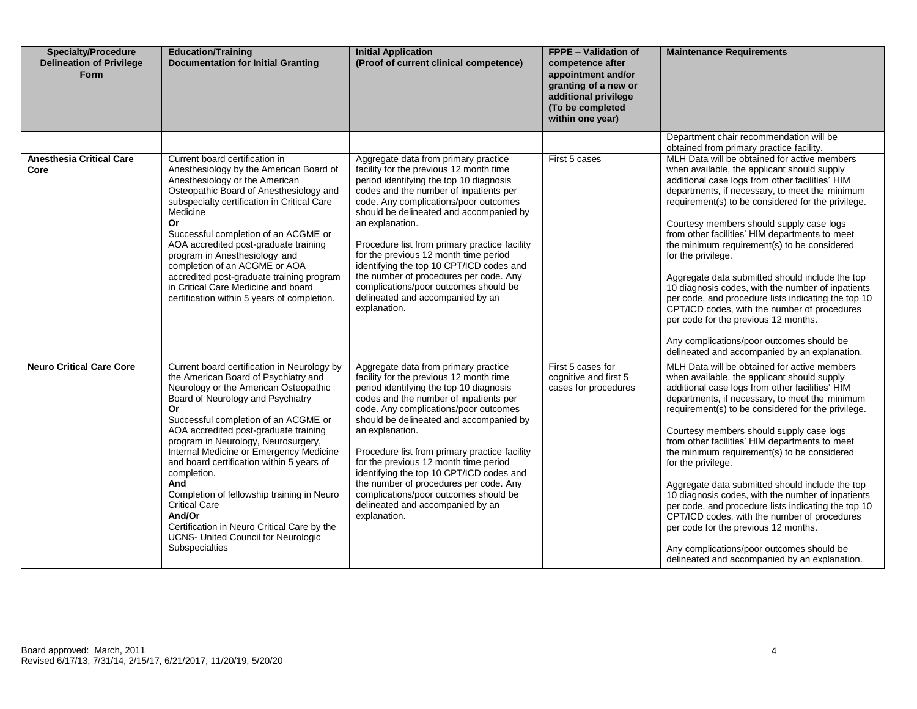| Specialty/Procedure Delineation of Privilege Form | Education/Training Documentation for Initial Granting | Initial Application (Proof of current clinical competence) | FPPE – Validation of competence after appointment and/or granting of a new or additional privilege (To be completed within one year) | Maintenance Requirements |
|---|---|---|---|---|
| | | | | Department chair recommendation will be obtained from primary practice facility. |
| **Anesthesia Critical Care Core** | Current board certification in Anesthesiology by the American Board of Anesthesiology or the American Osteopathic Board of Anesthesiology and subspecialty certification in Critical Care Medicine<br>**Or**<br>Successful completion of an ACGME or AOA accredited post-graduate training program in Anesthesiology and completion of an ACGME or AOA accredited post-graduate training program in Critical Care Medicine and board certification within 5 years of completion. | Aggregate data from primary practice facility for the previous 12 month time period identifying the top 10 diagnosis codes and the number of inpatients per code. Any complications/poor outcomes should be delineated and accompanied by an explanation.<br><br>Procedure list from primary practice facility for the previous 12 month time period identifying the top 10 CPT/ICD codes and the number of procedures per code. Any complications/poor outcomes should be delineated and accompanied by an explanation. | First 5 cases | MLH Data will be obtained for active members when available, the applicant should supply additional case logs from other facilities' HIM departments, if necessary, to meet the minimum requirement(s) to be considered for the privilege.<br><br>Courtesy members should supply case logs from other facilities' HIM departments to meet the minimum requirement(s) to be considered for the privilege.<br><br>Aggregate data submitted should include the top 10 diagnosis codes, with the number of inpatients per code, and procedure lists indicating the top 10 CPT/ICD codes, with the number of procedures per code for the previous 12 months.<br><br>Any complications/poor outcomes should be delineated and accompanied by an explanation. |
| **Neuro Critical Care Core** | Current board certification in Neurology by the American Board of Psychiatry and Neurology or the American Osteopathic Board of Neurology and Psychiatry<br>**Or**<br>Successful completion of an ACGME or AOA accredited post-graduate training program in Neurology, Neurosurgery, Internal Medicine or Emergency Medicine and board certification within 5 years of completion.<br>**And**<br>Completion of fellowship training in Neuro Critical Care<br>**And/Or**<br>Certification in Neuro Critical Care by the UCNS- United Council for Neurologic Subspecialties | Aggregate data from primary practice facility for the previous 12 month time period identifying the top 10 diagnosis codes and the number of inpatients per code. Any complications/poor outcomes should be delineated and accompanied by an explanation.<br><br>Procedure list from primary practice facility for the previous 12 month time period identifying the top 10 CPT/ICD codes and the number of procedures per code. Any complications/poor outcomes should be delineated and accompanied by an explanation. | First 5 cases for cognitive and first 5 cases for procedures | MLH Data will be obtained for active members when available, the applicant should supply additional case logs from other facilities' HIM departments, if necessary, to meet the minimum requirement(s) to be considered for the privilege.<br><br>Courtesy members should supply case logs from other facilities' HIM departments to meet the minimum requirement(s) to be considered for the privilege.<br><br>Aggregate data submitted should include the top 10 diagnosis codes, with the number of inpatients per code, and procedure lists indicating the top 10 CPT/ICD codes, with the number of procedures per code for the previous 12 months.<br><br>Any complications/poor outcomes should be delineated and accompanied by an explanation. |

Board approved: March, 2011
Revised 6/17/13, 7/31/14, 2/15/17, 6/21/2017, 11/20/19, 5/20/20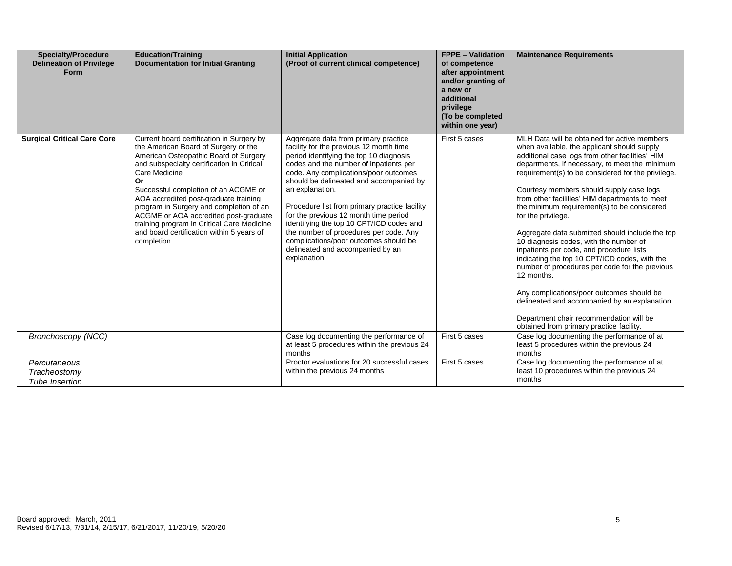| Specialty/Procedure Delineation of Privilege Form | Education/Training Documentation for Initial Granting | Initial Application (Proof of current clinical competence) | FPPE – Validation of competence after appointment and/or granting of a new or additional privilege (To be completed within one year) | Maintenance Requirements |
|---|---|---|---|---|
| **Surgical Critical Care Core** | Current board certification in Surgery by the American Board of Surgery or the American Osteopathic Board of Surgery and subspecialty certification in Critical Care Medicine<br>**Or**<br>Successful completion of an ACGME or AOA accredited post-graduate training program in Surgery and completion of an ACGME or AOA accredited post-graduate training program in Critical Care Medicine and board certification within 5 years of completion. | Aggregate data from primary practice facility for the previous 12 month time period identifying the top 10 diagnosis codes and the number of inpatients per code. Any complications/poor outcomes should be delineated and accompanied by an explanation.<br><br>Procedure list from primary practice facility for the previous 12 month time period identifying the top 10 CPT/ICD codes and the number of procedures per code. Any complications/poor outcomes should be delineated and accompanied by an explanation. | First 5 cases | MLH Data will be obtained for active members when available, the applicant should supply additional case logs from other facilities' HIM departments, if necessary, to meet the minimum requirement(s) to be considered for the privilege.<br><br>Courtesy members should supply case logs from other facilities' HIM departments to meet the minimum requirement(s) to be considered for the privilege.<br><br>Aggregate data submitted should include the top 10 diagnosis codes, with the number of inpatients per code, and procedure lists indicating the top 10 CPT/ICD codes, with the number of procedures per code for the previous 12 months.<br><br>Any complications/poor outcomes should be delineated and accompanied by an explanation.<br><br>Department chair recommendation will be obtained from primary practice facility. |
| *Bronchoscopy (NCC)* | | Case log documenting the performance of at least 5 procedures within the previous 24 months | First 5 cases | Case log documenting the performance of at least 5 procedures within the previous 24 months |
| *Percutaneous Tracheostomy Tube Insertion* | | Proctor evaluations for 20 successful cases within the previous 24 months | First 5 cases | Case log documenting the performance of at least 10 procedures within the previous 24 months |

Board approved: March, 2011
Revised 6/17/13, 7/31/14, 2/15/17, 6/21/2017, 11/20/19, 5/20/20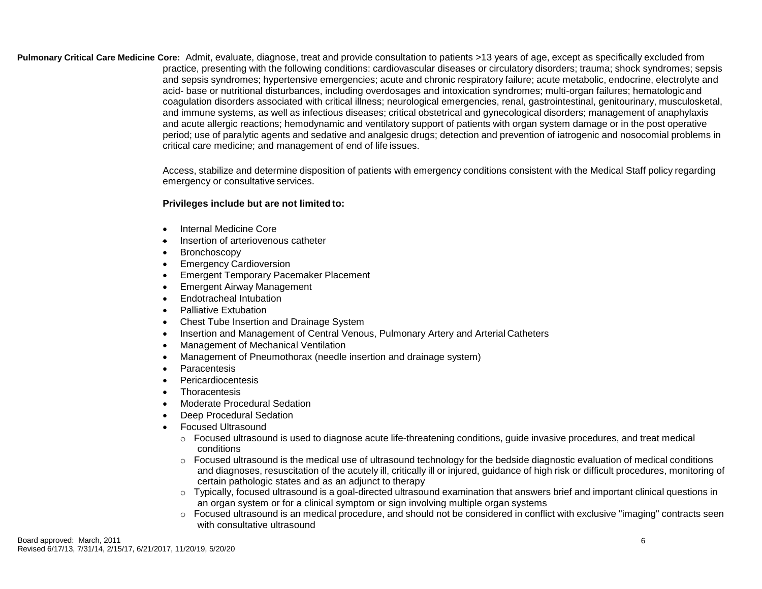**Pulmonary Critical Care Medicine Core:** Admit, evaluate, diagnose, treat and provide consultation to patients >13 years of age, except as specifically excluded from practice, presenting with the following conditions: cardiovascular diseases or circulatory disorders; trauma; shock syndromes; sepsis and sepsis syndromes; hypertensive emergencies; acute and chronic respiratory failure; acute metabolic, endocrine, electrolyte and acid- base or nutritional disturbances, including overdosages and intoxication syndromes; multi-organ failures; hematologic and coagulation disorders associated with critical illness; neurological emergencies, renal, gastrointestinal, genitourinary, musculosketal, and immune systems, as well as infectious diseases; critical obstetrical and gynecological disorders; management of anaphylaxis and acute allergic reactions; hemodynamic and ventilatory support of patients with organ system damage or in the post operative period; use of paralytic agents and sedative and analgesic drugs; detection and prevention of iatrogenic and nosocomial problems in critical care medicine; and management of end of life issues.

Access, stabilize and determine disposition of patients with emergency conditions consistent with the Medical Staff policy regarding emergency or consultative services.

**Privileges include but are not limited to:**

- Internal Medicine Core
- Insertion of arteriovenous catheter
- Bronchoscopy
- Emergency Cardioversion
- Emergent Temporary Pacemaker Placement
- Emergent Airway Management
- Endotracheal Intubation
- Palliative Extubation
- Chest Tube Insertion and Drainage System
- Insertion and Management of Central Venous, Pulmonary Artery and Arterial Catheters
- Management of Mechanical Ventilation
- Management of Pneumothorax (needle insertion and drainage system)
- Paracentesis
- Pericardiocentesis
- Thoracentesis
- Moderate Procedural Sedation
- Deep Procedural Sedation
- Focused Ultrasound
  - Focused ultrasound is used to diagnose acute life-threatening conditions, guide invasive procedures, and treat medical conditions
  - Focused ultrasound is the medical use of ultrasound technology for the bedside diagnostic evaluation of medical conditions and diagnoses, resuscitation of the acutely ill, critically ill or injured, guidance of high risk or difficult procedures, monitoring of certain pathologic states and as an adjunct to therapy
  - Typically, focused ultrasound is a goal-directed ultrasound examination that answers brief and important clinical questions in an organ system or for a clinical symptom or sign involving multiple organ systems
  - Focused ultrasound is an medical procedure, and should not be considered in conflict with exclusive "imaging" contracts seen with consultative ultrasound

Board approved: March, 2011
Revised 6/17/13, 7/31/14, 2/15/17, 6/21/2017, 11/20/19, 5/20/20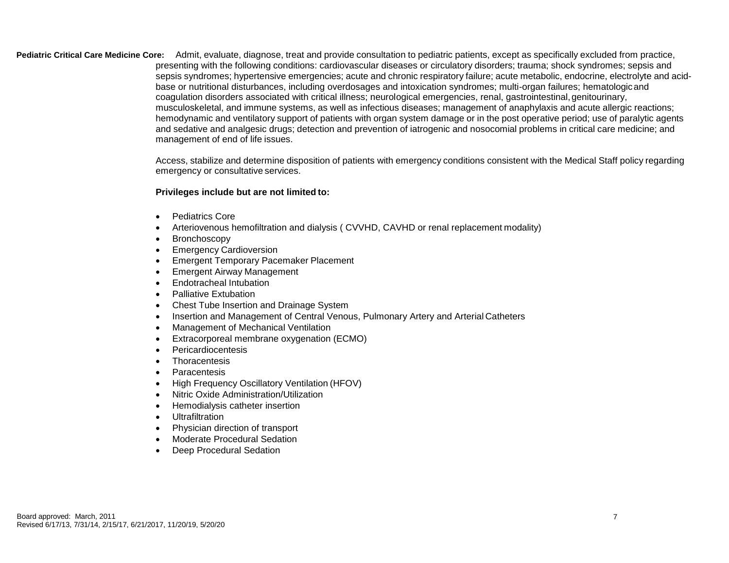**Pediatric Critical Care Medicine Core:** Admit, evaluate, diagnose, treat and provide consultation to pediatric patients, except as specifically excluded from practice, presenting with the following conditions: cardiovascular diseases or circulatory disorders; trauma; shock syndromes; sepsis and sepsis syndromes; hypertensive emergencies; acute and chronic respiratory failure; acute metabolic, endocrine, electrolyte and acid-base or nutritional disturbances, including overdosages and intoxication syndromes; multi-organ failures; hematologic and coagulation disorders associated with critical illness; neurological emergencies, renal, gastrointestinal, genitourinary, musculoskeletal, and immune systems, as well as infectious diseases; management of anaphylaxis and acute allergic reactions; hemodynamic and ventilatory support of patients with organ system damage or in the post operative period; use of paralytic agents and sedative and analgesic drugs; detection and prevention of iatrogenic and nosocomial problems in critical care medicine; and management of end of life issues.

Access, stabilize and determine disposition of patients with emergency conditions consistent with the Medical Staff policy regarding emergency or consultative services.

**Privileges include but are not limited to:**

- Pediatrics Core
- Arteriovenous hemofiltration and dialysis ( CVVHD, CAVHD or renal replacement modality)
- Bronchoscopy
- Emergency Cardioversion
- Emergent Temporary Pacemaker Placement
- Emergent Airway Management
- Endotracheal Intubation
- Palliative Extubation
- Chest Tube Insertion and Drainage System
- Insertion and Management of Central Venous, Pulmonary Artery and Arterial Catheters
- Management of Mechanical Ventilation
- Extracorporeal membrane oxygenation (ECMO)
- Pericardiocentesis
- Thoracentesis
- Paracentesis
- High Frequency Oscillatory Ventilation (HFOV)
- Nitric Oxide Administration/Utilization
- Hemodialysis catheter insertion
- Ultrafiltration
- Physician direction of transport
- Moderate Procedural Sedation
- Deep Procedural Sedation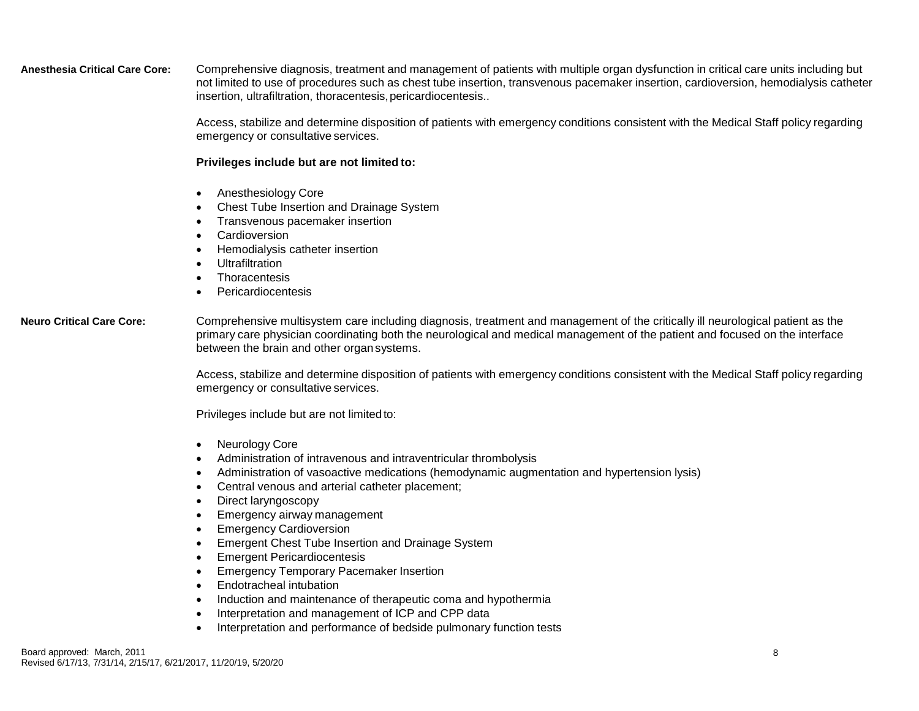**Anesthesia Critical Care Core:**

Comprehensive diagnosis, treatment and management of patients with multiple organ dysfunction in critical care units including but not limited to use of procedures such as chest tube insertion, transvenous pacemaker insertion, cardioversion, hemodialysis catheter insertion, ultrafiltration, thoracentesis, pericardiocentesis..

Access, stabilize and determine disposition of patients with emergency conditions consistent with the Medical Staff policy regarding emergency or consultative services.

**Privileges include but are not limited to:**

- Anesthesiology Core
- Chest Tube Insertion and Drainage System
- Transvenous pacemaker insertion
- Cardioversion
- Hemodialysis catheter insertion
- Ultrafiltration
- Thoracentesis
- Pericardiocentesis

**Neuro Critical Care Core:**

Comprehensive multisystem care including diagnosis, treatment and management of the critically ill neurological patient as the primary care physician coordinating both the neurological and medical management of the patient and focused on the interface between the brain and other organ systems.

Access, stabilize and determine disposition of patients with emergency conditions consistent with the Medical Staff policy regarding emergency or consultative services.

Privileges include but are not limited to:

- Neurology Core
- Administration of intravenous and intraventricular thrombolysis
- Administration of vasoactive medications (hemodynamic augmentation and hypertension lysis)
- Central venous and arterial catheter placement;
- Direct laryngoscopy
- Emergency airway management
- Emergency Cardioversion
- Emergent Chest Tube Insertion and Drainage System
- Emergent Pericardiocentesis
- Emergency Temporary Pacemaker Insertion
- Endotracheal intubation
- Induction and maintenance of therapeutic coma and hypothermia
- Interpretation and management of ICP and CPP data
- Interpretation and performance of bedside pulmonary function tests

Board approved: March, 2011
Revised 6/17/13, 7/31/14, 2/15/17, 6/21/2017, 11/20/19, 5/20/20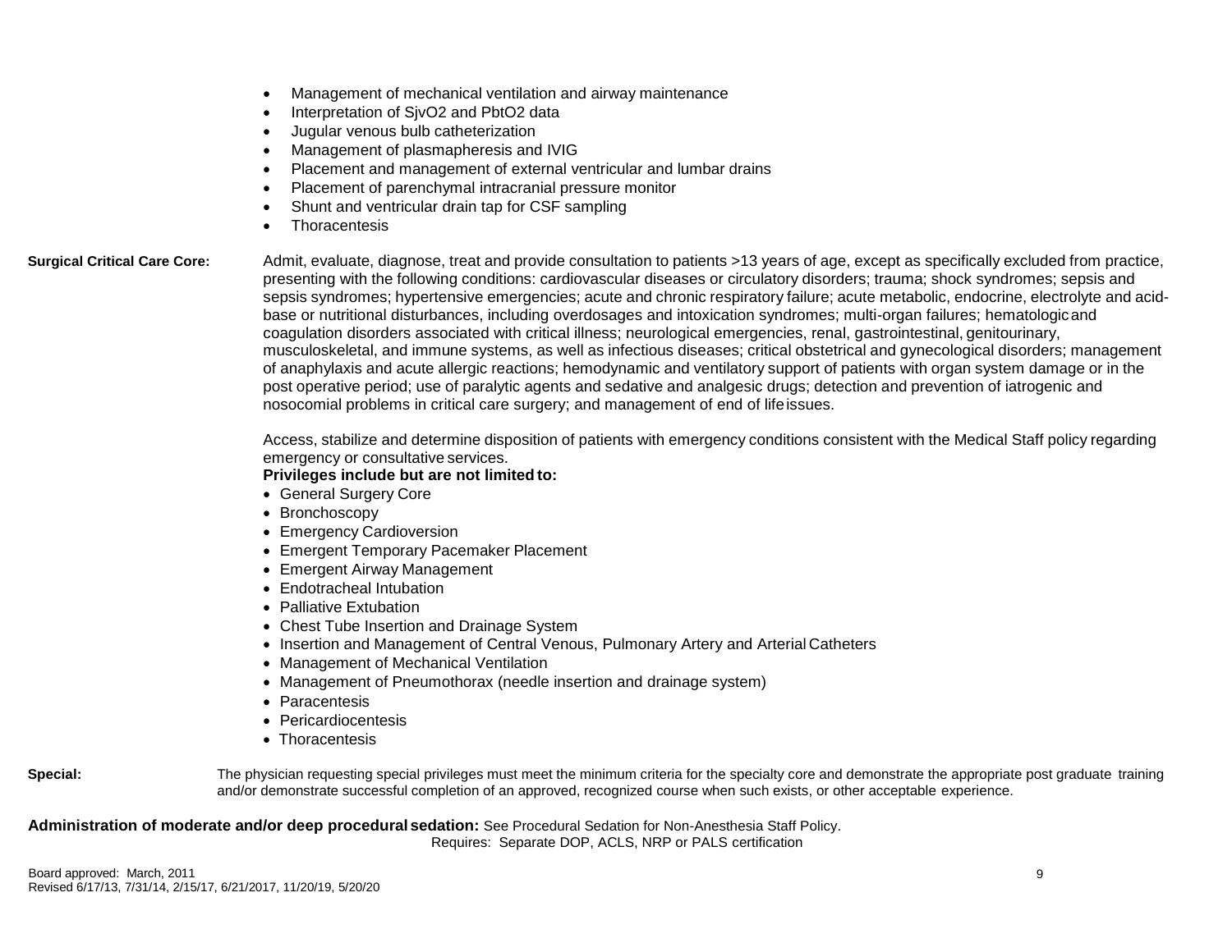- Management of mechanical ventilation and airway maintenance
- Interpretation of SjvO2 and PbtO2 data
- Jugular venous bulb catheterization
- Management of plasmapheresis and IVIG
- Placement and management of external ventricular and lumbar drains
- Placement of parenchymal intracranial pressure monitor
- Shunt and ventricular drain tap for CSF sampling
- Thoracentesis

**Surgical Critical Care Core:** Admit, evaluate, diagnose, treat and provide consultation to patients >13 years of age, except as specifically excluded from practice, presenting with the following conditions: cardiovascular diseases or circulatory disorders; trauma; shock syndromes; sepsis and sepsis syndromes; hypertensive emergencies; acute and chronic respiratory failure; acute metabolic, endocrine, electrolyte and acid-base or nutritional disturbances, including overdosages and intoxication syndromes; multi-organ failures; hematologic and coagulation disorders associated with critical illness; neurological emergencies, renal, gastrointestinal, genitourinary, musculoskeletal, and immune systems, as well as infectious diseases; critical obstetrical and gynecological disorders; management of anaphylaxis and acute allergic reactions; hemodynamic and ventilatory support of patients with organ system damage or in the post operative period; use of paralytic agents and sedative and analgesic drugs; detection and prevention of iatrogenic and nosocomial problems in critical care surgery; and management of end of life issues.

Access, stabilize and determine disposition of patients with emergency conditions consistent with the Medical Staff policy regarding emergency or consultative services.

**Privileges include but are not limited to:**

- General Surgery Core
- Bronchoscopy
- Emergency Cardioversion
- Emergent Temporary Pacemaker Placement
- Emergent Airway Management
- Endotracheal Intubation
- Palliative Extubation
- Chest Tube Insertion and Drainage System
- Insertion and Management of Central Venous, Pulmonary Artery and Arterial Catheters
- Management of Mechanical Ventilation
- Management of Pneumothorax (needle insertion and drainage system)
- Paracentesis
- Pericardiocentesis
- Thoracentesis

**Special:** The physician requesting special privileges must meet the minimum criteria for the specialty core and demonstrate the appropriate post graduate training and/or demonstrate successful completion of an approved, recognized course when such exists, or other acceptable experience.

**Administration of moderate and/or deep procedural sedation:** See Procedural Sedation for Non-Anesthesia Staff Policy.
Requires: Separate DOP, ACLS, NRP or PALS certification

Board approved: March, 2011
Revised 6/17/13, 7/31/14, 2/15/17, 6/21/2017, 11/20/19, 5/20/20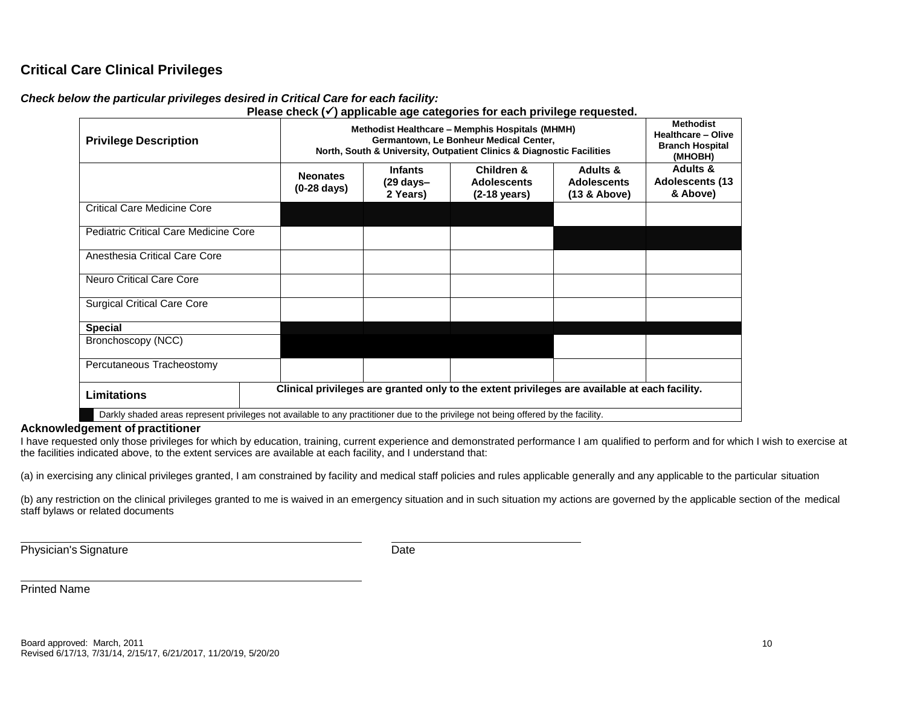## Critical Care Clinical Privileges

***Check below the particular privileges desired in Critical Care for each facility:***

**Please check (✓) applicable age categories for each privilege requested.**

| **Privilege Description** | **Methodist Healthcare – Memphis Hospitals (MHMH)** Germantown, Le Bonheur Medical Center, North, South & University, Outpatient Clinics & Diagnostic Facilities | | | | **Methodist Healthcare – Olive Branch Hospital (MHOBH)** |
|---|---|---|---|---|---|
| | **Neonates (0-28 days)** | **Infants (29 days– 2 Years)** | **Children & Adolescents (2-18 years)** | **Adults & Adolescents (13 & Above)** | **Adults & Adolescents (13 & Above)** |
| Critical Care Medicine Core | | | | | |
| Pediatric Critical Care Medicine Core | | | | | |
| Anesthesia Critical Care Core | | | | | |
| Neuro Critical Care Core | | | | | |
| Surgical Critical Care Core | | | | | |
| **Special** | | | | | |
| Bronchoscopy (NCC) | | | | | |
| Percutaneous Tracheostomy | | | | | |
| **Limitations** | **Clinical privileges are granted only to the extent privileges are available at each facility.** | | | | |

Darkly shaded areas represent privileges not available to any practitioner due to the privilege not being offered by the facility.

**Acknowledgement of practitioner**

I have requested only those privileges for which by education, training, current experience and demonstrated performance I am qualified to perform and for which I wish to exercise at the facilities indicated above, to the extent services are available at each facility, and I understand that:

(a) in exercising any clinical privileges granted, I am constrained by facility and medical staff policies and rules applicable generally and any applicable to the particular situation

(b) any restriction on the clinical privileges granted to me is waived in an emergency situation and in such situation my actions are governed by the applicable section of the medical staff bylaws or related documents

Physician's Signature ______________________ Date ______________________

Printed Name ______________________

Board approved: March, 2011
Revised 6/17/13, 7/31/14, 2/15/17, 6/21/2017, 11/20/19, 5/20/20